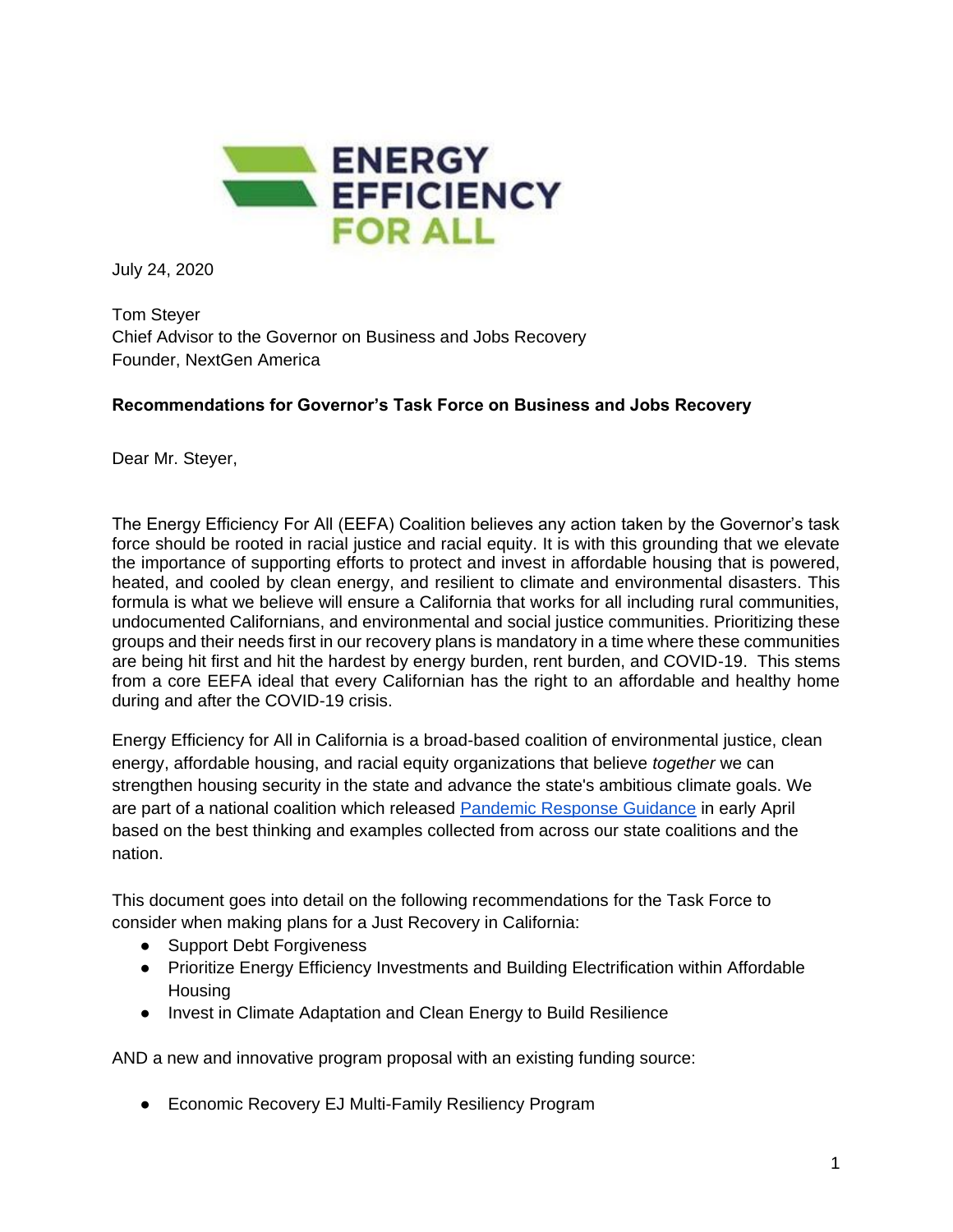# ENERGY EFFICIENCY FOR ALL

July 24, 2020

Tom Steyer
Chief Advisor to the Governor on Business and Jobs Recovery
Founder, NextGen America

**Recommendations for Governor's Task Force on Business and Jobs Recovery**

Dear Mr. Steyer,

The Energy Efficiency For All (EEFA) Coalition believes any action taken by the Governor's task force should be rooted in racial justice and racial equity. It is with this grounding that we elevate the importance of supporting efforts to protect and invest in affordable housing that is powered, heated, and cooled by clean energy, and resilient to climate and environmental disasters. This formula is what we believe will ensure a California that works for all including rural communities, undocumented Californians, and environmental and social justice communities. Prioritizing these groups and their needs first in our recovery plans is mandatory in a time where these communities are being hit first and hit the hardest by energy burden, rent burden, and COVID-19. This stems from a core EEFA ideal that every Californian has the right to an affordable and healthy home during and after the COVID-19 crisis.

Energy Efficiency for All in California is a broad-based coalition of environmental justice, clean energy, affordable housing, and racial equity organizations that believe *together* we can strengthen housing security in the state and advance the state's ambitious climate goals. We are part of a national coalition which released Pandemic Response Guidance in early April based on the best thinking and examples collected from across our state coalitions and the nation.

This document goes into detail on the following recommendations for the Task Force to consider when making plans for a Just Recovery in California:

- Support Debt Forgiveness
- Prioritize Energy Efficiency Investments and Building Electrification within Affordable Housing
- Invest in Climate Adaptation and Clean Energy to Build Resilience

AND a new and innovative program proposal with an existing funding source:

- Economic Recovery EJ Multi-Family Resiliency Program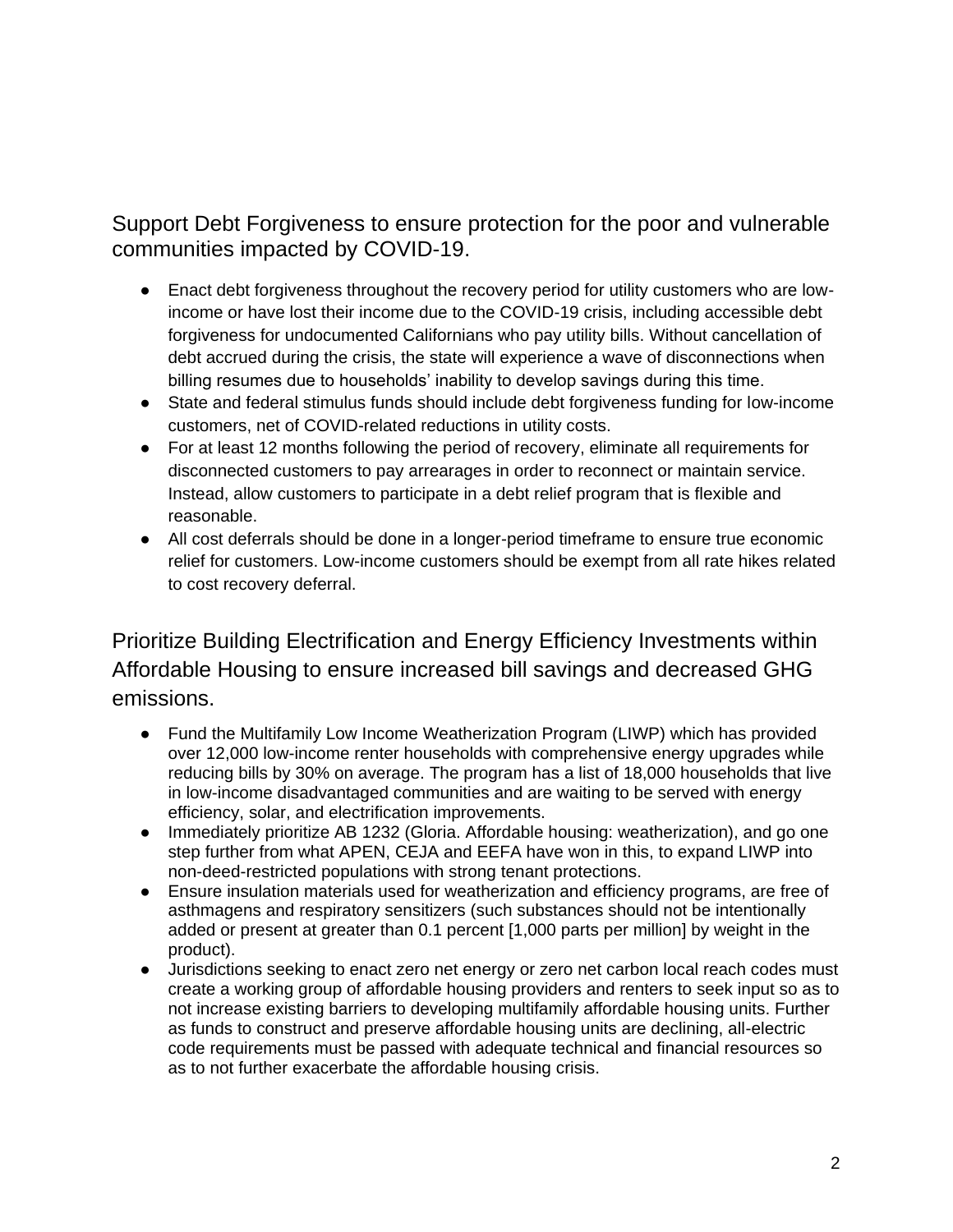## Support Debt Forgiveness to ensure protection for the poor and vulnerable communities impacted by COVID-19.

- Enact debt forgiveness throughout the recovery period for utility customers who are low-income or have lost their income due to the COVID-19 crisis, including accessible debt forgiveness for undocumented Californians who pay utility bills. Without cancellation of debt accrued during the crisis, the state will experience a wave of disconnections when billing resumes due to households' inability to develop savings during this time.
- State and federal stimulus funds should include debt forgiveness funding for low-income customers, net of COVID-related reductions in utility costs.
- For at least 12 months following the period of recovery, eliminate all requirements for disconnected customers to pay arrearages in order to reconnect or maintain service. Instead, allow customers to participate in a debt relief program that is flexible and reasonable.
- All cost deferrals should be done in a longer-period timeframe to ensure true economic relief for customers. Low-income customers should be exempt from all rate hikes related to cost recovery deferral.

## Prioritize Building Electrification and Energy Efficiency Investments within Affordable Housing to ensure increased bill savings and decreased GHG emissions.

- Fund the Multifamily Low Income Weatherization Program (LIWP) which has provided over 12,000 low-income renter households with comprehensive energy upgrades while reducing bills by 30% on average. The program has a list of 18,000 households that live in low-income disadvantaged communities and are waiting to be served with energy efficiency, solar, and electrification improvements.
- Immediately prioritize AB 1232 (Gloria. Affordable housing: weatherization), and go one step further from what APEN, CEJA and EEFA have won in this, to expand LIWP into non-deed-restricted populations with strong tenant protections.
- Ensure insulation materials used for weatherization and efficiency programs, are free of asthmagens and respiratory sensitizers (such substances should not be intentionally added or present at greater than 0.1 percent [1,000 parts per million] by weight in the product).
- Jurisdictions seeking to enact zero net energy or zero net carbon local reach codes must create a working group of affordable housing providers and renters to seek input so as to not increase existing barriers to developing multifamily affordable housing units. Further as funds to construct and preserve affordable housing units are declining, all-electric code requirements must be passed with adequate technical and financial resources so as to not further exacerbate the affordable housing crisis.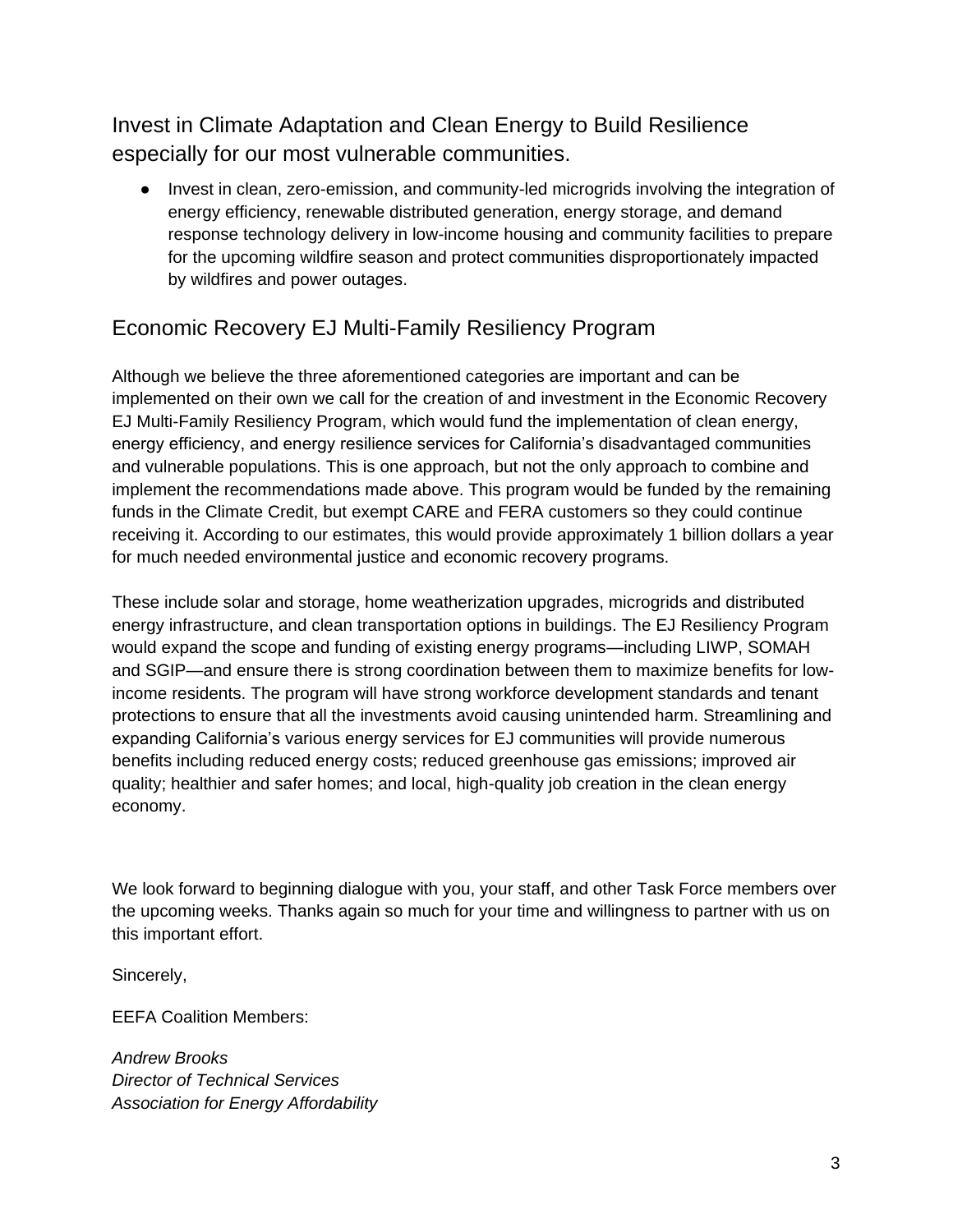## Invest in Climate Adaptation and Clean Energy to Build Resilience especially for our most vulnerable communities.

- Invest in clean, zero-emission, and community-led microgrids involving the integration of energy efficiency, renewable distributed generation, energy storage, and demand response technology delivery in low-income housing and community facilities to prepare for the upcoming wildfire season and protect communities disproportionately impacted by wildfires and power outages.

## Economic Recovery EJ Multi-Family Resiliency Program

Although we believe the three aforementioned categories are important and can be implemented on their own we call for the creation of and investment in the Economic Recovery EJ Multi-Family Resiliency Program, which would fund the implementation of clean energy, energy efficiency, and energy resilience services for California's disadvantaged communities and vulnerable populations. This is one approach, but not the only approach to combine and implement the recommendations made above. This program would be funded by the remaining funds in the Climate Credit, but exempt CARE and FERA customers so they could continue receiving it. According to our estimates, this would provide approximately 1 billion dollars a year for much needed environmental justice and economic recovery programs.

These include solar and storage, home weatherization upgrades, microgrids and distributed energy infrastructure, and clean transportation options in buildings. The EJ Resiliency Program would expand the scope and funding of existing energy programs—including LIWP, SOMAH and SGIP—and ensure there is strong coordination between them to maximize benefits for low-income residents. The program will have strong workforce development standards and tenant protections to ensure that all the investments avoid causing unintended harm. Streamlining and expanding California's various energy services for EJ communities will provide numerous benefits including reduced energy costs; reduced greenhouse gas emissions; improved air quality; healthier and safer homes; and local, high-quality job creation in the clean energy economy.

We look forward to beginning dialogue with you, your staff, and other Task Force members over the upcoming weeks. Thanks again so much for your time and willingness to partner with us on this important effort.

Sincerely,

EEFA Coalition Members:

*Andrew Brooks*
*Director of Technical Services*
*Association for Energy Affordability*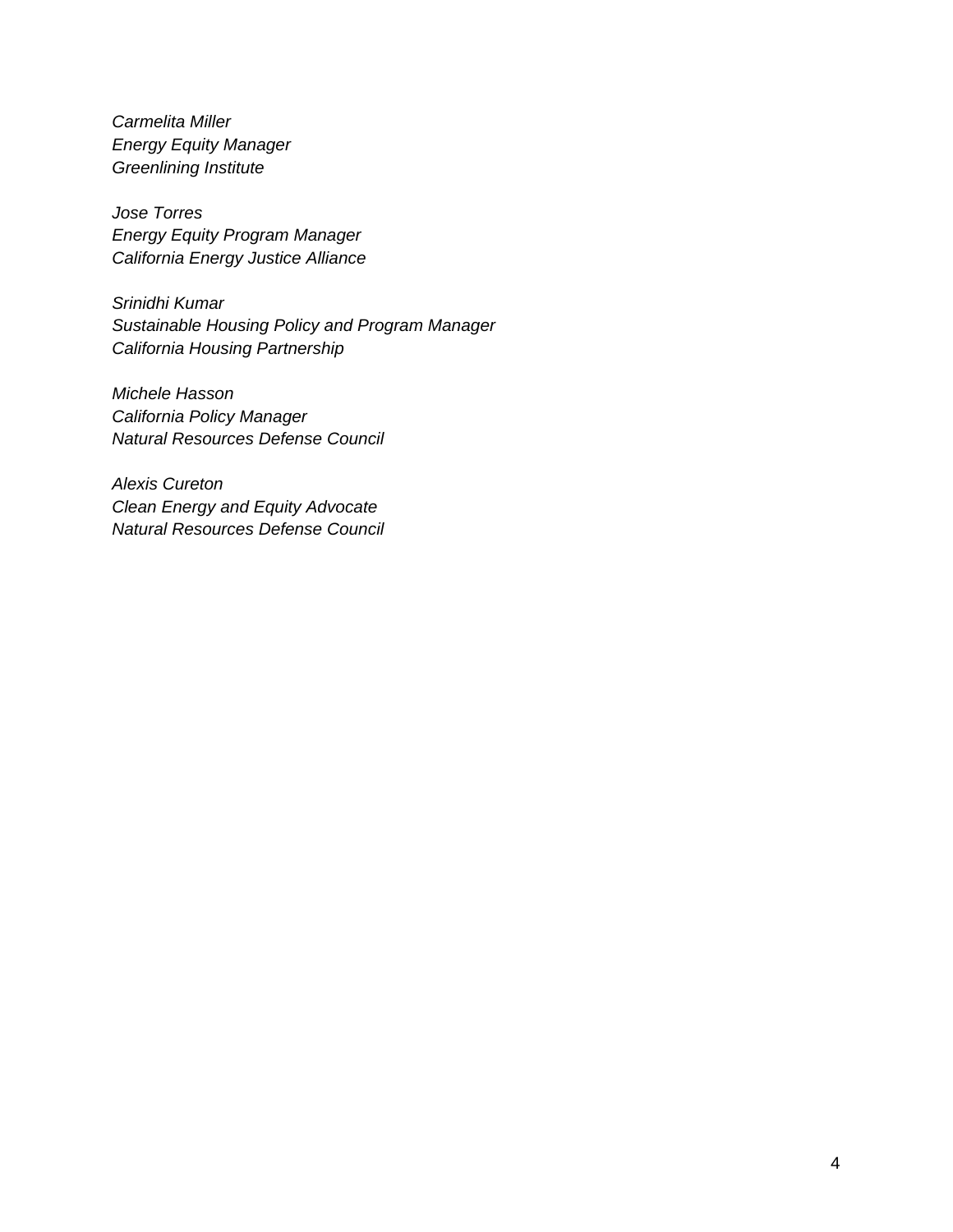*Carmelita Miller*
*Energy Equity Manager*
*Greenlining Institute*

*Jose Torres*
*Energy Equity Program Manager*
*California Energy Justice Alliance*

*Srinidhi Kumar*
*Sustainable Housing Policy and Program Manager*
*California Housing Partnership*

*Michele Hasson*
*California Policy Manager*
*Natural Resources Defense Council*

*Alexis Cureton*
*Clean Energy and Equity Advocate*
*Natural Resources Defense Council*